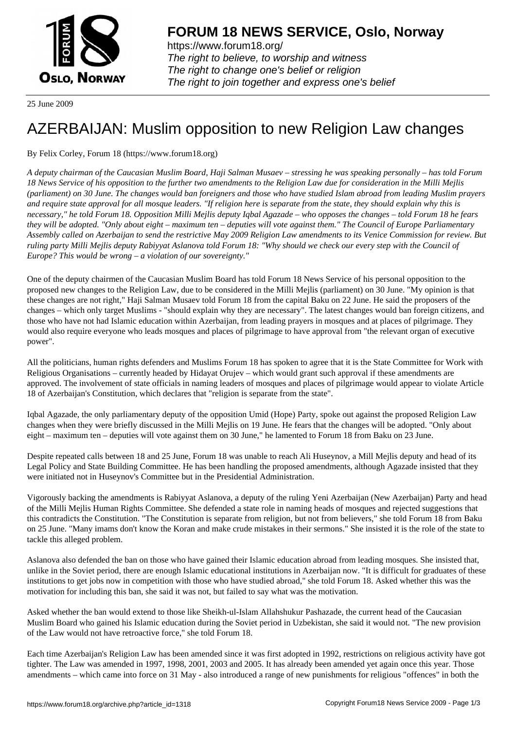**FORUM 18 NEWS SERVICE, Oslo, Norway**

https://www.forum18.org/
*The right to believe, to worship and witness*
*The right to change one's belief or religion*
*The right to join together and express one's belief*

25 June 2009

# AZERBAIJAN: Muslim opposition to new Religion Law changes

By Felix Corley, Forum 18 (https://www.forum18.org)

*A deputy chairman of the Caucasian Muslim Board, Haji Salman Musaev – stressing he was speaking personally – has told Forum 18 News Service of his opposition to the further two amendments to the Religion Law due for consideration in the Milli Mejlis (parliament) on 30 June. The changes would ban foreigners and those who have studied Islam abroad from leading Muslim prayers and require state approval for all mosque leaders. "If religion here is separate from the state, they should explain why this is necessary," he told Forum 18. Opposition Milli Mejlis deputy Iqbal Agazade – who opposes the changes – told Forum 18 he fears they will be adopted. "Only about eight – maximum ten – deputies will vote against them." The Council of Europe Parliamentary Assembly called on Azerbaijan to send the restrictive May 2009 Religion Law amendments to its Venice Commission for review. But ruling party Milli Mejlis deputy Rabiyyat Aslanova told Forum 18: "Why should we check our every step with the Council of Europe? This would be wrong – a violation of our sovereignty."*

One of the deputy chairmen of the Caucasian Muslim Board has told Forum 18 News Service of his personal opposition to the proposed new changes to the Religion Law, due to be considered in the Milli Mejlis (parliament) on 30 June. "My opinion is that these changes are not right," Haji Salman Musaev told Forum 18 from the capital Baku on 22 June. He said the proposers of the changes – which only target Muslims - "should explain why they are necessary". The latest changes would ban foreign citizens, and those who have not had Islamic education within Azerbaijan, from leading prayers in mosques and at places of pilgrimage. They would also require everyone who leads mosques and places of pilgrimage to have approval from "the relevant organ of executive power".

All the politicians, human rights defenders and Muslims Forum 18 has spoken to agree that it is the State Committee for Work with Religious Organisations – currently headed by Hidayat Orujev – which would grant such approval if these amendments are approved. The involvement of state officials in naming leaders of mosques and places of pilgrimage would appear to violate Article 18 of Azerbaijan's Constitution, which declares that "religion is separate from the state".

Iqbal Agazade, the only parliamentary deputy of the opposition Umid (Hope) Party, spoke out against the proposed Religion Law changes when they were briefly discussed in the Milli Mejlis on 19 June. He fears that the changes will be adopted. "Only about eight – maximum ten – deputies will vote against them on 30 June," he lamented to Forum 18 from Baku on 23 June.

Despite repeated calls between 18 and 25 June, Forum 18 was unable to reach Ali Huseynov, a Mill Mejlis deputy and head of its Legal Policy and State Building Committee. He has been handling the proposed amendments, although Agazade insisted that they were initiated not in Huseynov's Committee but in the Presidential Administration.

Vigorously backing the amendments is Rabiyyat Aslanova, a deputy of the ruling Yeni Azerbaijan (New Azerbaijan) Party and head of the Milli Mejlis Human Rights Committee. She defended a state role in naming heads of mosques and rejected suggestions that this contradicts the Constitution. "The Constitution is separate from religion, but not from believers," she told Forum 18 from Baku on 25 June. "Many imams don't know the Koran and make crude mistakes in their sermons." She insisted it is the role of the state to tackle this alleged problem.

Aslanova also defended the ban on those who have gained their Islamic education abroad from leading mosques. She insisted that, unlike in the Soviet period, there are enough Islamic educational institutions in Azerbaijan now. "It is difficult for graduates of these institutions to get jobs now in competition with those who have studied abroad," she told Forum 18. Asked whether this was the motivation for including this ban, she said it was not, but failed to say what was the motivation.

Asked whether the ban would extend to those like Sheikh-ul-Islam Allahshukur Pashazade, the current head of the Caucasian Muslim Board who gained his Islamic education during the Soviet period in Uzbekistan, she said it would not. "The new provision of the Law would not have retroactive force," she told Forum 18.

Each time Azerbaijan's Religion Law has been amended since it was first adopted in 1992, restrictions on religious activity have got tighter. The Law was amended in 1997, 1998, 2001, 2003 and 2005. It has already been amended yet again once this year. Those amendments – which came into force on 31 May - also introduced a range of new punishments for religious "offences" in both the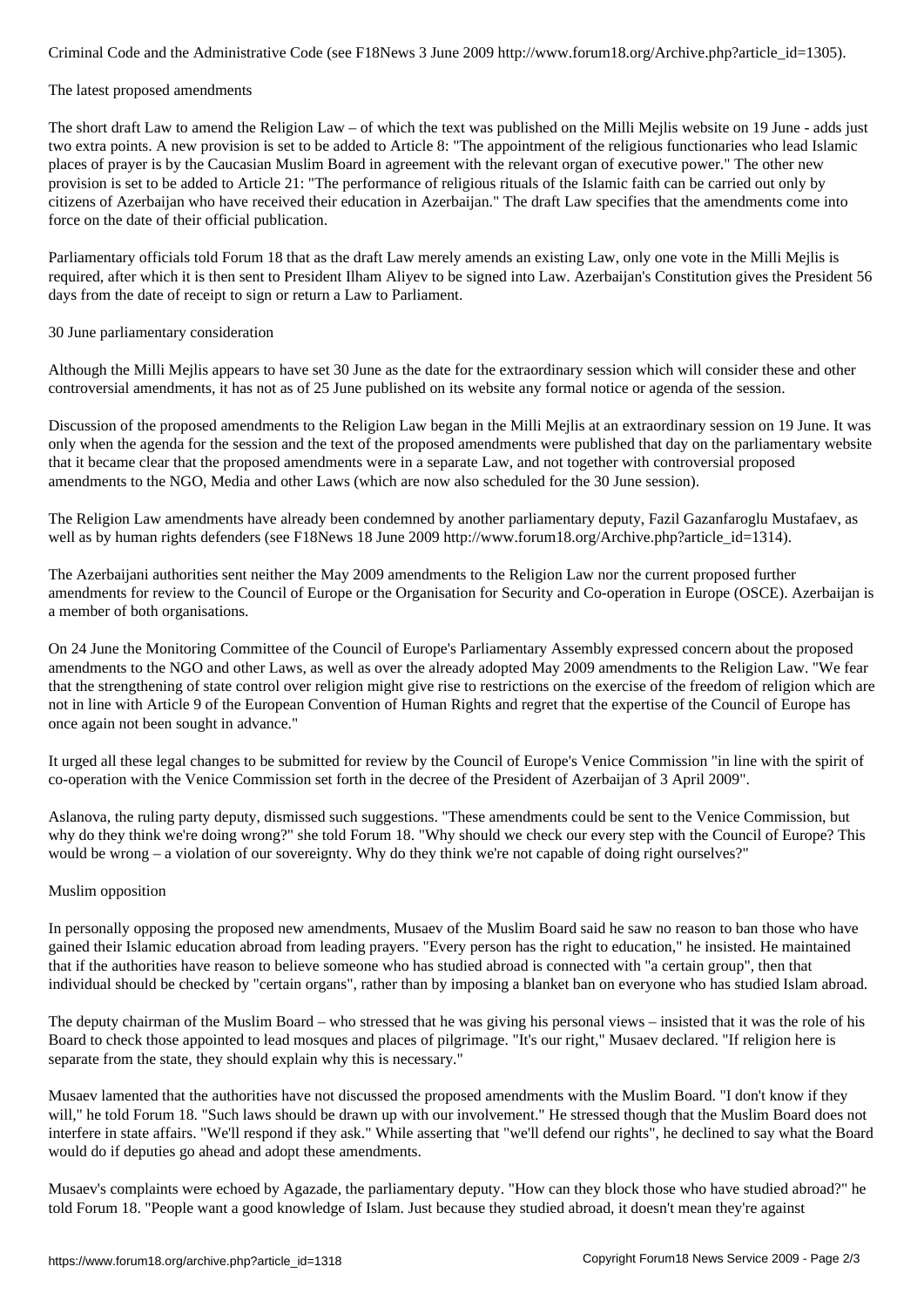Criminal Code and the Administrative Code (see F18News 3 June 2009 http://www.forum18.org/Archive.php?article_id=1305).

## The latest proposed amendments

The short draft Law to amend the Religion Law – of which the text was published on the Milli Mejlis website on 19 June - adds just two extra points. A new provision is set to be added to Article 8: "The appointment of the religious functionaries who lead Islamic places of prayer is by the Caucasian Muslim Board in agreement with the relevant organ of executive power." The other new provision is set to be added to Article 21: "The performance of religious rituals of the Islamic faith can be carried out only by citizens of Azerbaijan who have received their education in Azerbaijan." The draft Law specifies that the amendments come into force on the date of their official publication.

Parliamentary officials told Forum 18 that as the draft Law merely amends an existing Law, only one vote in the Milli Mejlis is required, after which it is then sent to President Ilham Aliyev to be signed into Law. Azerbaijan's Constitution gives the President 56 days from the date of receipt to sign or return a Law to Parliament.

## 30 June parliamentary consideration

Although the Milli Mejlis appears to have set 30 June as the date for the extraordinary session which will consider these and other controversial amendments, it has not as of 25 June published on its website any formal notice or agenda of the session.

Discussion of the proposed amendments to the Religion Law began in the Milli Mejlis at an extraordinary session on 19 June. It was only when the agenda for the session and the text of the proposed amendments were published that day on the parliamentary website that it became clear that the proposed amendments were in a separate Law, and not together with controversial proposed amendments to the NGO, Media and other Laws (which are now also scheduled for the 30 June session).

The Religion Law amendments have already been condemned by another parliamentary deputy, Fazil Gazanfaroglu Mustafaev, as well as by human rights defenders (see F18News 18 June 2009 http://www.forum18.org/Archive.php?article_id=1314).

The Azerbaijani authorities sent neither the May 2009 amendments to the Religion Law nor the current proposed further amendments for review to the Council of Europe or the Organisation for Security and Co-operation in Europe (OSCE). Azerbaijan is a member of both organisations.

On 24 June the Monitoring Committee of the Council of Europe's Parliamentary Assembly expressed concern about the proposed amendments to the NGO and other Laws, as well as over the already adopted May 2009 amendments to the Religion Law. "We fear that the strengthening of state control over religion might give rise to restrictions on the exercise of the freedom of religion which are not in line with Article 9 of the European Convention of Human Rights and regret that the expertise of the Council of Europe has once again not been sought in advance."

It urged all these legal changes to be submitted for review by the Council of Europe's Venice Commission "in line with the spirit of co-operation with the Venice Commission set forth in the decree of the President of Azerbaijan of 3 April 2009".

Aslanova, the ruling party deputy, dismissed such suggestions. "These amendments could be sent to the Venice Commission, but why do they think we're doing wrong?" she told Forum 18. "Why should we check our every step with the Council of Europe? This would be wrong – a violation of our sovereignty. Why do they think we're not capable of doing right ourselves?"

## Muslim opposition

In personally opposing the proposed new amendments, Musaev of the Muslim Board said he saw no reason to ban those who have gained their Islamic education abroad from leading prayers. "Every person has the right to education," he insisted. He maintained that if the authorities have reason to believe someone who has studied abroad is connected with "a certain group", then that individual should be checked by "certain organs", rather than by imposing a blanket ban on everyone who has studied Islam abroad.

The deputy chairman of the Muslim Board – who stressed that he was giving his personal views – insisted that it was the role of his Board to check those appointed to lead mosques and places of pilgrimage. "It's our right," Musaev declared. "If religion here is separate from the state, they should explain why this is necessary."

Musaev lamented that the authorities have not discussed the proposed amendments with the Muslim Board. "I don't know if they will," he told Forum 18. "Such laws should be drawn up with our involvement." He stressed though that the Muslim Board does not interfere in state affairs. "We'll respond if they ask." While asserting that "we'll defend our rights", he declined to say what the Board would do if deputies go ahead and adopt these amendments.

Musaev's complaints were echoed by Agazade, the parliamentary deputy. "How can they block those who have studied abroad?" he told Forum 18. "People want a good knowledge of Islam. Just because they studied abroad, it doesn't mean they're against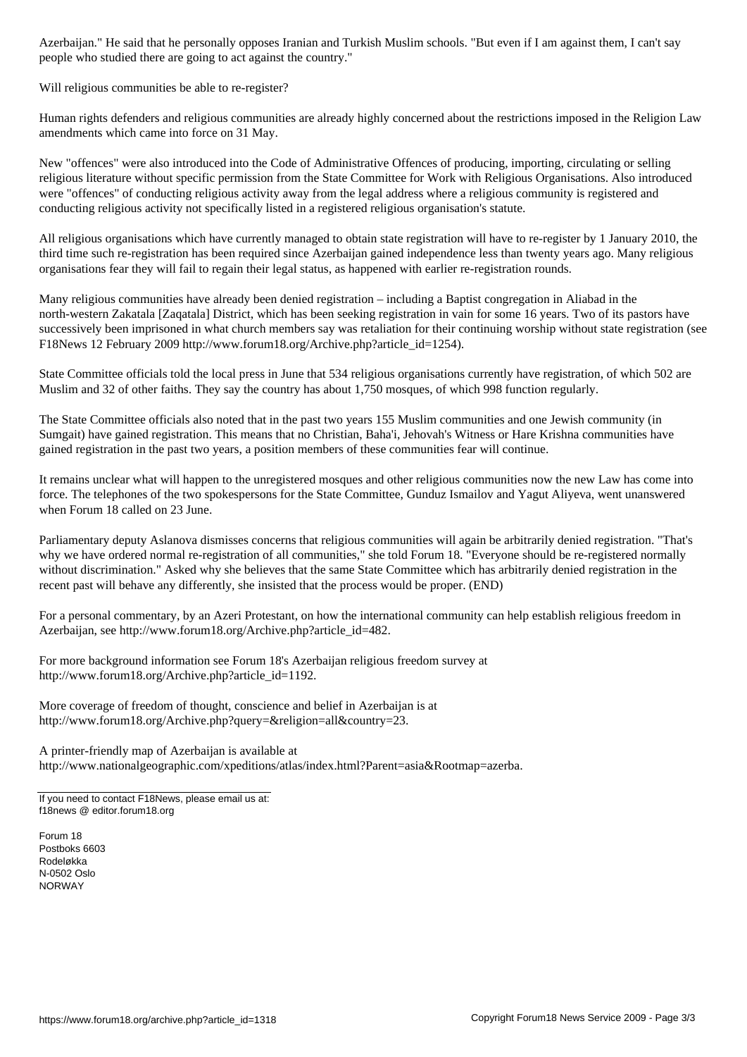Azerbaijan." He said that he personally opposes Iranian and Turkish Muslim schools. "But even if I am against them, I can't say people who studied there are going to act against the country."

Will religious communities be able to re-register?

Human rights defenders and religious communities are already highly concerned about the restrictions imposed in the Religion Law amendments which came into force on 31 May.

New "offences" were also introduced into the Code of Administrative Offences of producing, importing, circulating or selling religious literature without specific permission from the State Committee for Work with Religious Organisations. Also introduced were "offences" of conducting religious activity away from the legal address where a religious community is registered and conducting religious activity not specifically listed in a registered religious organisation's statute.

All religious organisations which have currently managed to obtain state registration will have to re-register by 1 January 2010, the third time such re-registration has been required since Azerbaijan gained independence less than twenty years ago. Many religious organisations fear they will fail to regain their legal status, as happened with earlier re-registration rounds.

Many religious communities have already been denied registration – including a Baptist congregation in Aliabad in the north-western Zakatala [Zaqatala] District, which has been seeking registration in vain for some 16 years. Two of its pastors have successively been imprisoned in what church members say was retaliation for their continuing worship without state registration (see F18News 12 February 2009 http://www.forum18.org/Archive.php?article_id=1254).

State Committee officials told the local press in June that 534 religious organisations currently have registration, of which 502 are Muslim and 32 of other faiths. They say the country has about 1,750 mosques, of which 998 function regularly.

The State Committee officials also noted that in the past two years 155 Muslim communities and one Jewish community (in Sumgait) have gained registration. This means that no Christian, Baha'i, Jehovah's Witness or Hare Krishna communities have gained registration in the past two years, a position members of these communities fear will continue.

It remains unclear what will happen to the unregistered mosques and other religious communities now the new Law has come into force. The telephones of the two spokespersons for the State Committee, Gunduz Ismailov and Yagut Aliyeva, went unanswered when Forum 18 called on 23 June.

Parliamentary deputy Aslanova dismisses concerns that religious communities will again be arbitrarily denied registration. "That's why we have ordered normal re-registration of all communities," she told Forum 18. "Everyone should be re-registered normally without discrimination." Asked why she believes that the same State Committee which has arbitrarily denied registration in the recent past will behave any differently, she insisted that the process would be proper. (END)

For a personal commentary, by an Azeri Protestant, on how the international community can help establish religious freedom in Azerbaijan, see http://www.forum18.org/Archive.php?article_id=482.

For more background information see Forum 18's Azerbaijan religious freedom survey at http://www.forum18.org/Archive.php?article_id=1192.

More coverage of freedom of thought, conscience and belief in Azerbaijan is at http://www.forum18.org/Archive.php?query=&religion=all&country=23.

A printer-friendly map of Azerbaijan is available at http://www.nationalgeographic.com/xpeditions/atlas/index.html?Parent=asia&Rootmap=azerba.

If you need to contact F18News, please email us at:
f18news @ editor.forum18.org

Forum 18
Postboks 6603
Rodeløkka
N-0502 Oslo
NORWAY